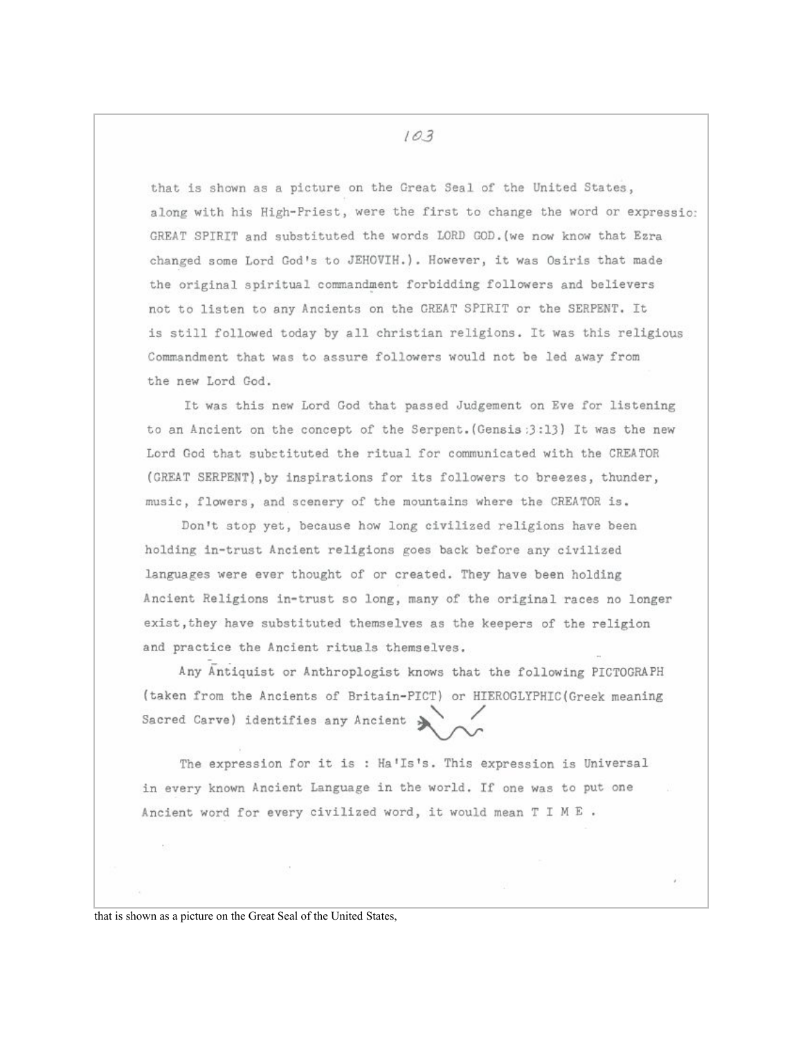that is shown as a picture on the Great Seal of the United States, along with his High-Priest, were the first to change the word or expressio: GREAT SPIRIT and substituted the words LORD GOD.(we now know that Ezra changed some Lord God's to JEHOVIH.). However, it was Osiris that made the original spiritual commandment forbidding followers and believers not to listen to any Ancients on the GREAT SPIRIT or the SERPENT. It is still followed today by all christian religions. It was this religious Commandment that was to assure followers would not be led away from the new Lord God.

It was this new Lord God that passed Judgement on Eve for listening to an Ancient on the concept of the Serpent.(Gensis :3:13) It was the new Lord God that substituted the ritual for communicated with the CREATOR (GREAT SERPENT),by inspirations for its followers to breezes, thunder, music, flowers, and scenery of the mountains where the CREATOR is.

Don't stop yet, because how long civilized religions have been holding in-trust Ancient religions goes back before any civilized languages were ever thought of or created. They have been holding Ancient Religions in-trust so long, many of the original races no longer exist,they have substituted themselves as the keepers of the religion and practice the Ancient rituals themselves.

Any Āntiquist or Anthroplogist knows that the following PICTOGRAPH (taken from the Ancients of Britain-PICT) or HIEROGLYPHIC(Greek meaning Sacred Carve) identifies any Ancient

The expression for it is : Ha'Is's. This expression is Universal in every known Ancient Language in the world. If one was to put one Ancient word for every civilized word, it would mean T I M E .

that is shown as a picture on the Great Seal of the United States,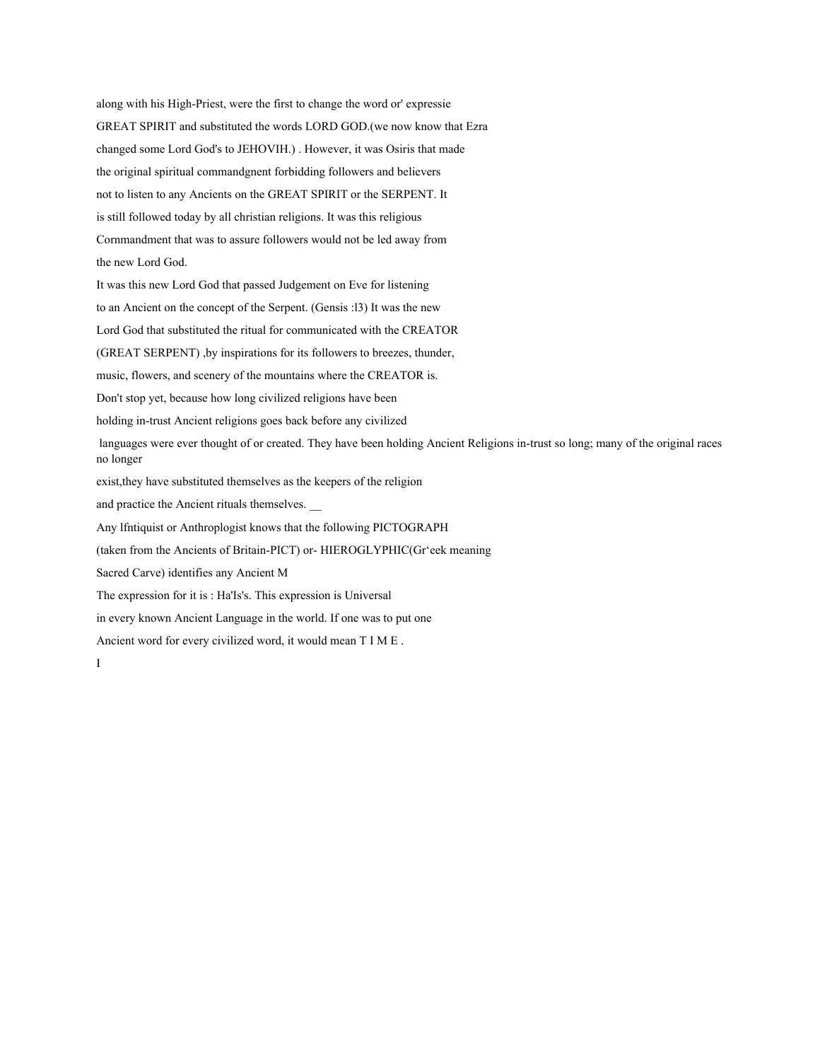along with his High-Priest, were the first to change the word or' expressie GREAT SPIRIT and substituted the words LORD GOD.(we now know that Ezra changed some Lord God's to JEHOVIH.) . However, it was Osiris that made the original spiritual commandgnent forbidding followers and believers not to listen to any Ancients on the GREAT SPIRIT or the SERPENT. It is still followed today by all christian religions. It was this religious Cornmandment that was to assure followers would not be led away from the new Lord God.

It was this new Lord God that passed Judgement on Eve for listening to an Ancient on the concept of the Serpent. (Gensis :l3) It was the new Lord God that substituted the ritual for communicated with the CREATOR (GREAT SERPENT) ,by inspirations for its followers to breezes, thunder, music, flowers, and scenery of the mountains where the CREATOR is.

Don't stop yet, because how long civilized religions have been holding in-trust Ancient religions goes back before any civilized languages were ever thought of or created. They have been holding Ancient Religions in-trust so long; many of the original races no longer exist,they have substituted themselves as the keepers of the religion and practice the Ancient rituals themselves. __

Any lfntiquist or Anthroplogist knows that the following PICTOGRAPH (taken from the Ancients of Britain-PICT) or- HIEROGLYPHIC(Gr'eek meaning Sacred Carve) identifies any Ancient M

The expression for it is : Ha'Is's. This expression is Universal in every known Ancient Language in the world. If one was to put one Ancient word for every civilized word, it would mean T I M E .

I